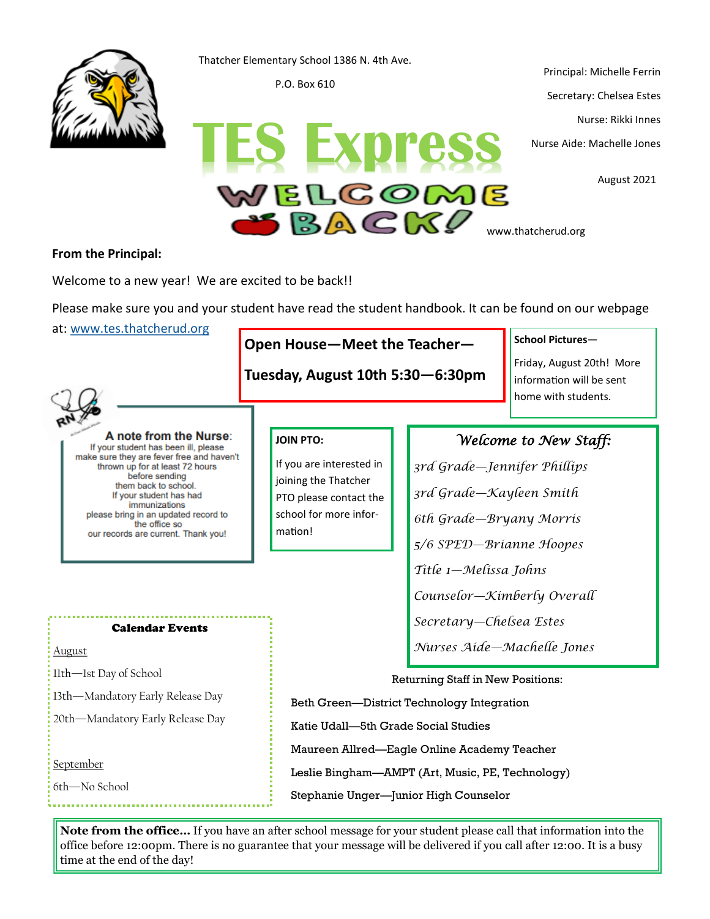Thatcher Elementary School 1386 N. 4th Ave.

P.O. Box 610

# TES Express

## WELCOME BACK!

www.thatcherud.org

Principal: Michelle Ferrin

Secretary: Chelsea Estes

Nurse: Rikki Innes

Nurse Aide: Machelle Jones

August 2021

**From the Principal:**

Welcome to a new year! We are excited to be back!!

Please make sure you and your student have read the student handbook. It can be found on our webpage at: www.tes.thatcherud.org

**Open House—Meet the Teacher—**

**Tuesday, August 10th 5:30—6:30pm**

**School Pictures**—

Friday, August 20th! More information will be sent home with students.

**A note from the Nurse:**

If your student has been ill, please make sure they are fever free and haven't thrown up for at least 72 hours before sending them back to school.
If your student has had immunizations please bring in an updated record to the office so our records are current. Thank you!

**JOIN PTO:**

If you are interested in joining the Thatcher PTO please contact the school for more information!

*Welcome to New Staff:*

*3rd Grade—Jennifer Phillips*

*3rd Grade—Kayleen Smith*

*6th Grade—Bryany Morris*

*5/6 SPED—Brianne Hoopes*

*Title 1—Melissa Johns*

*Counselor—Kimberly Overall*

*Secretary—Chelsea Estes*

*Nurses Aide—Machelle Jones*

Returning Staff in New Positions:

Beth Green—District Technology Integration

Katie Udall—5th Grade Social Studies

Maureen Allred—Eagle Online Academy Teacher

Leslie Bingham—AMPT (Art, Music, PE, Technology)

Stephanie Unger—Junior High Counselor

**Calendar Events**

August

11th—1st Day of School

13th—Mandatory Early Release Day

20th—Mandatory Early Release Day

September

6th—No School

**Note from the office...** If you have an after school message for your student please call that information into the office before 12:00pm. There is no guarantee that your message will be delivered if you call after 12:00. It is a busy time at the end of the day!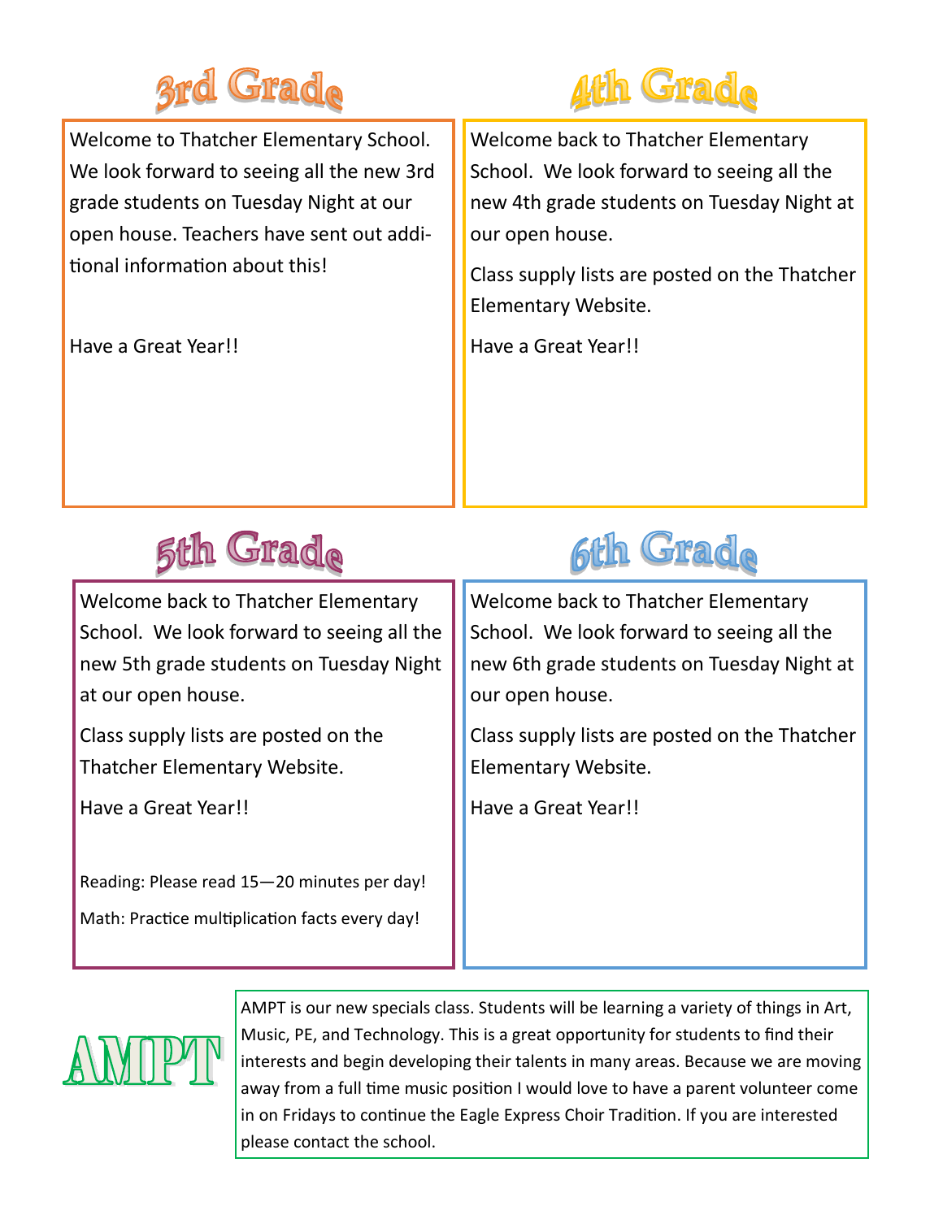## 3rd Grade

Welcome to Thatcher Elementary School. We look forward to seeing all the new 3rd grade students on Tuesday Night at our open house. Teachers have sent out additional information about this!

Have a Great Year!!

## 4th Grade

Welcome back to Thatcher Elementary School. We look forward to seeing all the new 4th grade students on Tuesday Night at our open house.

Class supply lists are posted on the Thatcher Elementary Website.

Have a Great Year!!

## 5th Grade

Welcome back to Thatcher Elementary School. We look forward to seeing all the new 5th grade students on Tuesday Night at our open house.

Class supply lists are posted on the Thatcher Elementary Website.

Have a Great Year!!

Reading: Please read 15—20 minutes per day!

Math: Practice multiplication facts every day!

## 6th Grade

Welcome back to Thatcher Elementary School. We look forward to seeing all the new 6th grade students on Tuesday Night at our open house.

Class supply lists are posted on the Thatcher Elementary Website.

Have a Great Year!!

## AMPT

AMPT is our new specials class. Students will be learning a variety of things in Art, Music, PE, and Technology. This is a great opportunity for students to find their interests and begin developing their talents in many areas. Because we are moving away from a full time music position I would love to have a parent volunteer come in on Fridays to continue the Eagle Express Choir Tradition. If you are interested please contact the school.